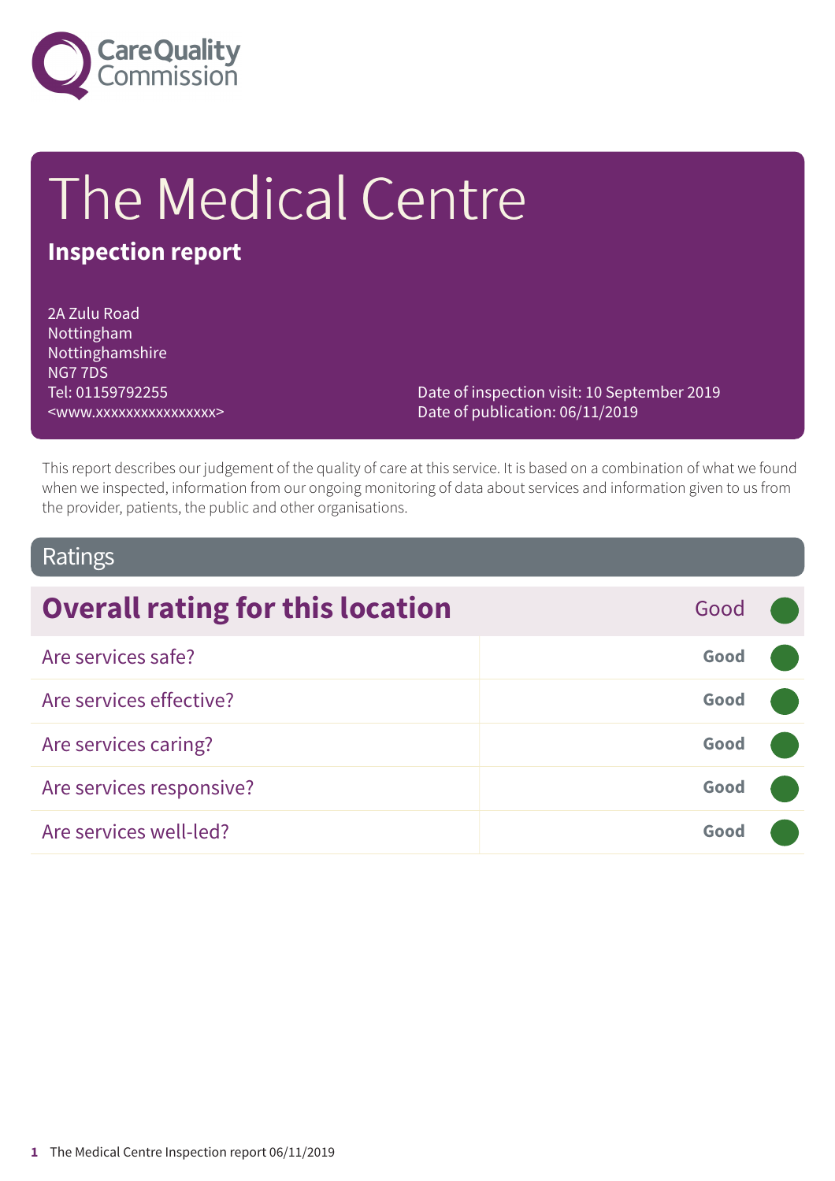Care Quality Commission

# The Medical Centre

**Inspection report**

2A Zulu Road
Nottingham
Nottinghamshire
NG7 7DS
Tel: 01159792255
<www.xxxxxxxxxxxxxxxx>

Date of inspection visit: 10 September 2019
Date of publication: 06/11/2019

This report describes our judgement of the quality of care at this service. It is based on a combination of what we found when we inspected, information from our ongoing monitoring of data about services and information given to us from the provider, patients, the public and other organisations.

## Ratings

| Overall rating for this location | Good |
| --- | --- |
| Are services safe? | Good |
| Are services effective? | Good |
| Are services caring? | Good |
| Are services responsive? | Good |
| Are services well-led? | Good |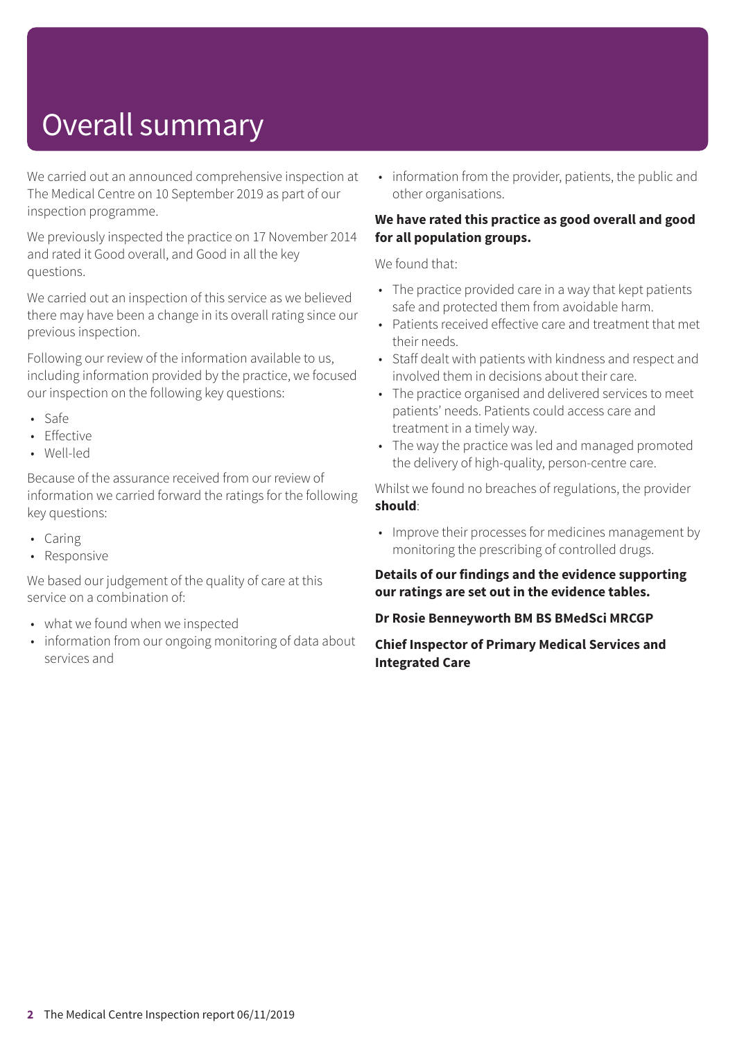# Overall summary

We carried out an announced comprehensive inspection at The Medical Centre on 10 September 2019 as part of our inspection programme.

We previously inspected the practice on 17 November 2014 and rated it Good overall, and Good in all the key questions.

We carried out an inspection of this service as we believed there may have been a change in its overall rating since our previous inspection.

Following our review of the information available to us, including information provided by the practice, we focused our inspection on the following key questions:

- Safe
- Effective
- Well-led

Because of the assurance received from our review of information we carried forward the ratings for the following key questions:

- Caring
- Responsive

We based our judgement of the quality of care at this service on a combination of:

- what we found when we inspected
- information from our ongoing monitoring of data about services and
- information from the provider, patients, the public and other organisations.

**We have rated this practice as good overall and good for all population groups.**

We found that:

- The practice provided care in a way that kept patients safe and protected them from avoidable harm.
- Patients received effective care and treatment that met their needs.
- Staff dealt with patients with kindness and respect and involved them in decisions about their care.
- The practice organised and delivered services to meet patients' needs. Patients could access care and treatment in a timely way.
- The way the practice was led and managed promoted the delivery of high-quality, person-centre care.

Whilst we found no breaches of regulations, the provider **should**:

- Improve their processes for medicines management by monitoring the prescribing of controlled drugs.

**Details of our findings and the evidence supporting our ratings are set out in the evidence tables.**

**Dr Rosie Benneyworth BM BS BMedSci MRCGP**

**Chief Inspector of Primary Medical Services and Integrated Care**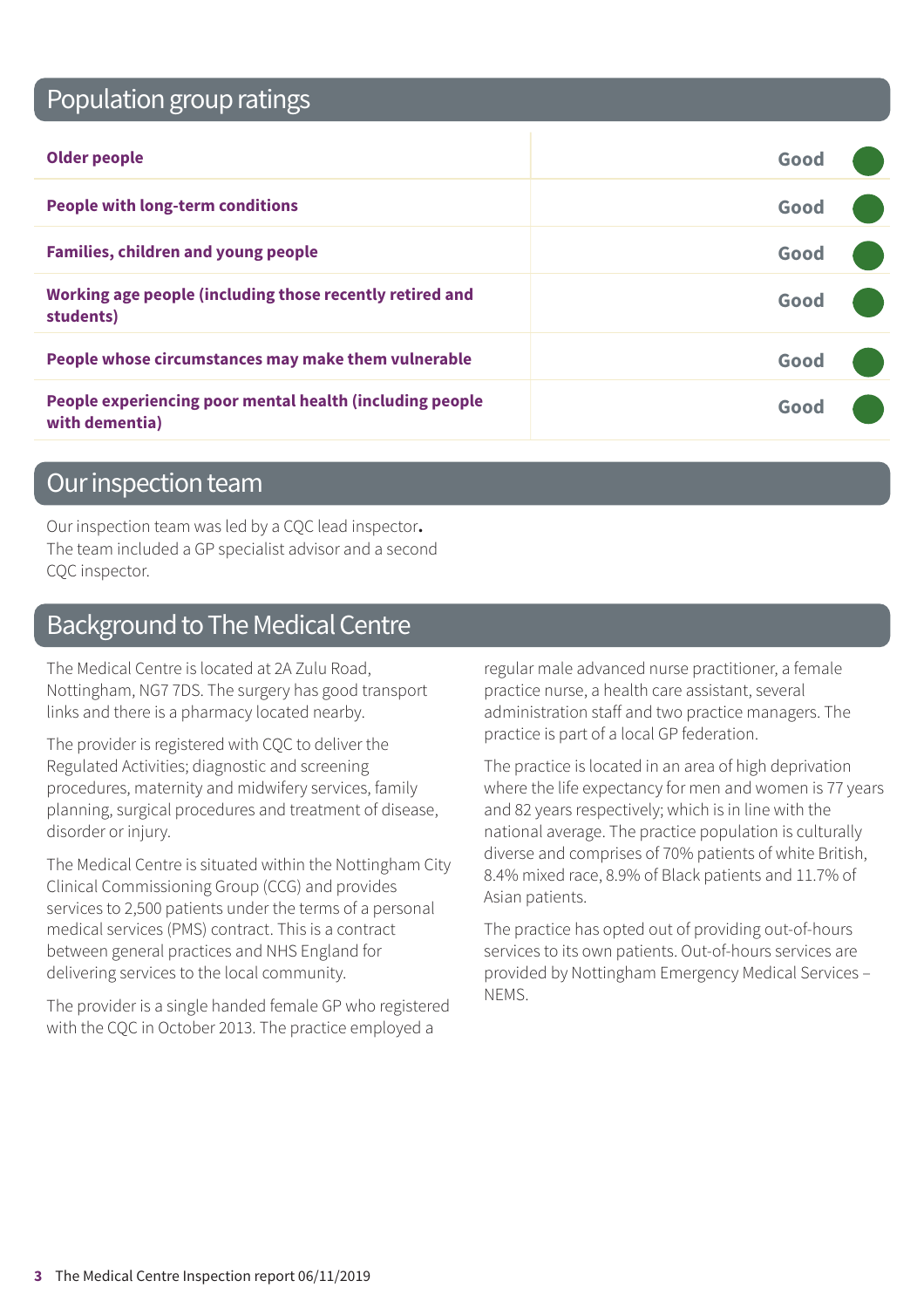## Population group ratings

| | |
|---|---|
| **Older people** | Good |
| **People with long-term conditions** | Good |
| **Families, children and young people** | Good |
| **Working age people (including those recently retired and students)** | Good |
| **People whose circumstances may make them vulnerable** | Good |
| **People experiencing poor mental health (including people with dementia)** | Good |

## Our inspection team

Our inspection team was led by a CQC lead inspector**.** The team included a GP specialist advisor and a second CQC inspector.

## Background to The Medical Centre

The Medical Centre is located at 2A Zulu Road, Nottingham, NG7 7DS. The surgery has good transport links and there is a pharmacy located nearby.

The provider is registered with CQC to deliver the Regulated Activities; diagnostic and screening procedures, maternity and midwifery services, family planning, surgical procedures and treatment of disease, disorder or injury.

The Medical Centre is situated within the Nottingham City Clinical Commissioning Group (CCG) and provides services to 2,500 patients under the terms of a personal medical services (PMS) contract. This is a contract between general practices and NHS England for delivering services to the local community.

The provider is a single handed female GP who registered with the CQC in October 2013. The practice employed a regular male advanced nurse practitioner, a female practice nurse, a health care assistant, several administration staff and two practice managers. The practice is part of a local GP federation.

The practice is located in an area of high deprivation where the life expectancy for men and women is 77 years and 82 years respectively; which is in line with the national average. The practice population is culturally diverse and comprises of 70% patients of white British, 8.4% mixed race, 8.9% of Black patients and 11.7% of Asian patients.

The practice has opted out of providing out-of-hours services to its own patients. Out-of-hours services are provided by Nottingham Emergency Medical Services – NEMS.